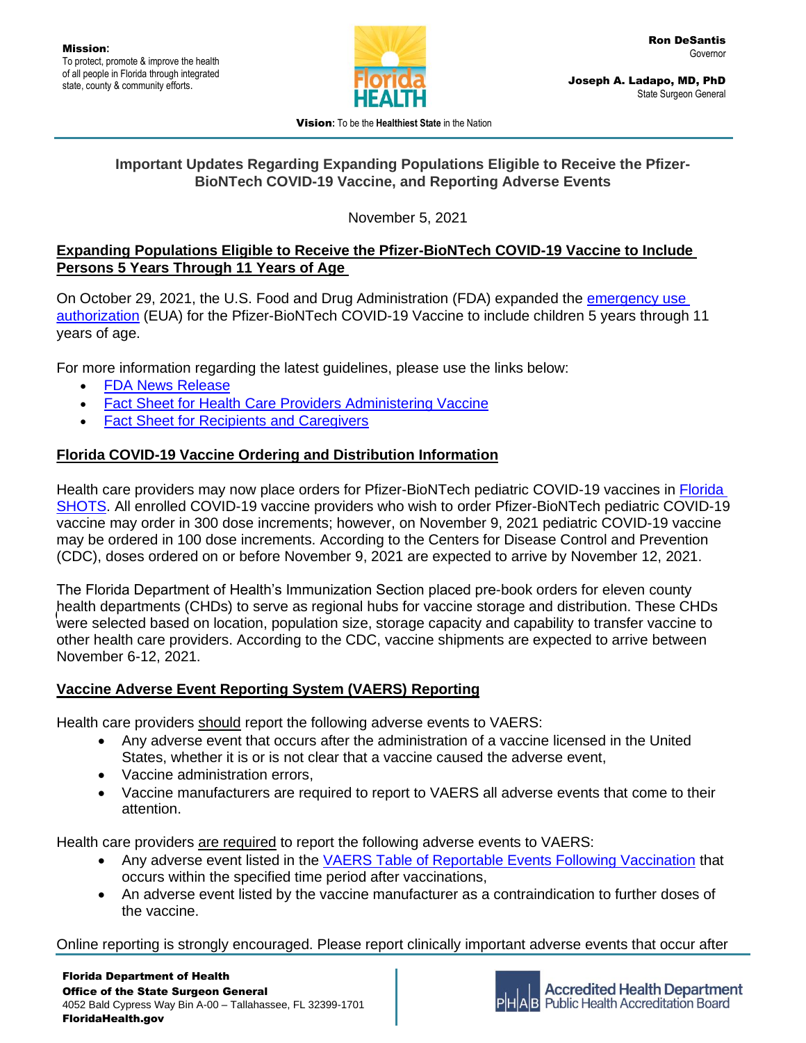**Mission**:
To protect, promote & improve the health of all people in Florida through integrated state, county & community efforts.

**Ron DeSantis**
Governor

**Joseph A. Ladapo, MD, PhD**
State Surgeon General

**Vision**: To be the **Healthiest State** in the Nation

## Important Updates Regarding Expanding Populations Eligible to Receive the Pfizer-BioNTech COVID-19 Vaccine, and Reporting Adverse Events

November 5, 2021

### Expanding Populations Eligible to Receive the Pfizer-BioNTech COVID-19 Vaccine to Include Persons 5 Years Through 11 Years of Age

On October 29, 2021, the U.S. Food and Drug Administration (FDA) expanded the emergency use authorization (EUA) for the Pfizer-BioNTech COVID-19 Vaccine to include children 5 years through 11 years of age.

For more information regarding the latest guidelines, please use the links below:

- FDA News Release
- Fact Sheet for Health Care Providers Administering Vaccine
- Fact Sheet for Recipients and Caregivers

### Florida COVID-19 Vaccine Ordering and Distribution Information

Health care providers may now place orders for Pfizer-BioNTech pediatric COVID-19 vaccines in Florida SHOTS. All enrolled COVID-19 vaccine providers who wish to order Pfizer-BioNTech pediatric COVID-19 vaccine may order in 300 dose increments; however, on November 9, 2021 pediatric COVID-19 vaccine may be ordered in 100 dose increments. According to the Centers for Disease Control and Prevention (CDC), doses ordered on or before November 9, 2021 are expected to arrive by November 12, 2021.

The Florida Department of Health's Immunization Section placed pre-book orders for eleven county health departments (CHDs) to serve as regional hubs for vaccine storage and distribution. These CHDs were selected based on location, population size, storage capacity and capability to transfer vaccine to other health care providers. According to the CDC, vaccine shipments are expected to arrive between November 6-12, 2021.

### Vaccine Adverse Event Reporting System (VAERS) Reporting

Health care providers should report the following adverse events to VAERS:

- Any adverse event that occurs after the administration of a vaccine licensed in the United States, whether it is or is not clear that a vaccine caused the adverse event,
- Vaccine administration errors,
- Vaccine manufacturers are required to report to VAERS all adverse events that come to their attention.

Health care providers are required to report the following adverse events to VAERS:

- Any adverse event listed in the VAERS Table of Reportable Events Following Vaccination that occurs within the specified time period after vaccinations,
- An adverse event listed by the vaccine manufacturer as a contraindication to further doses of the vaccine.

Online reporting is strongly encouraged. Please report clinically important adverse events that occur after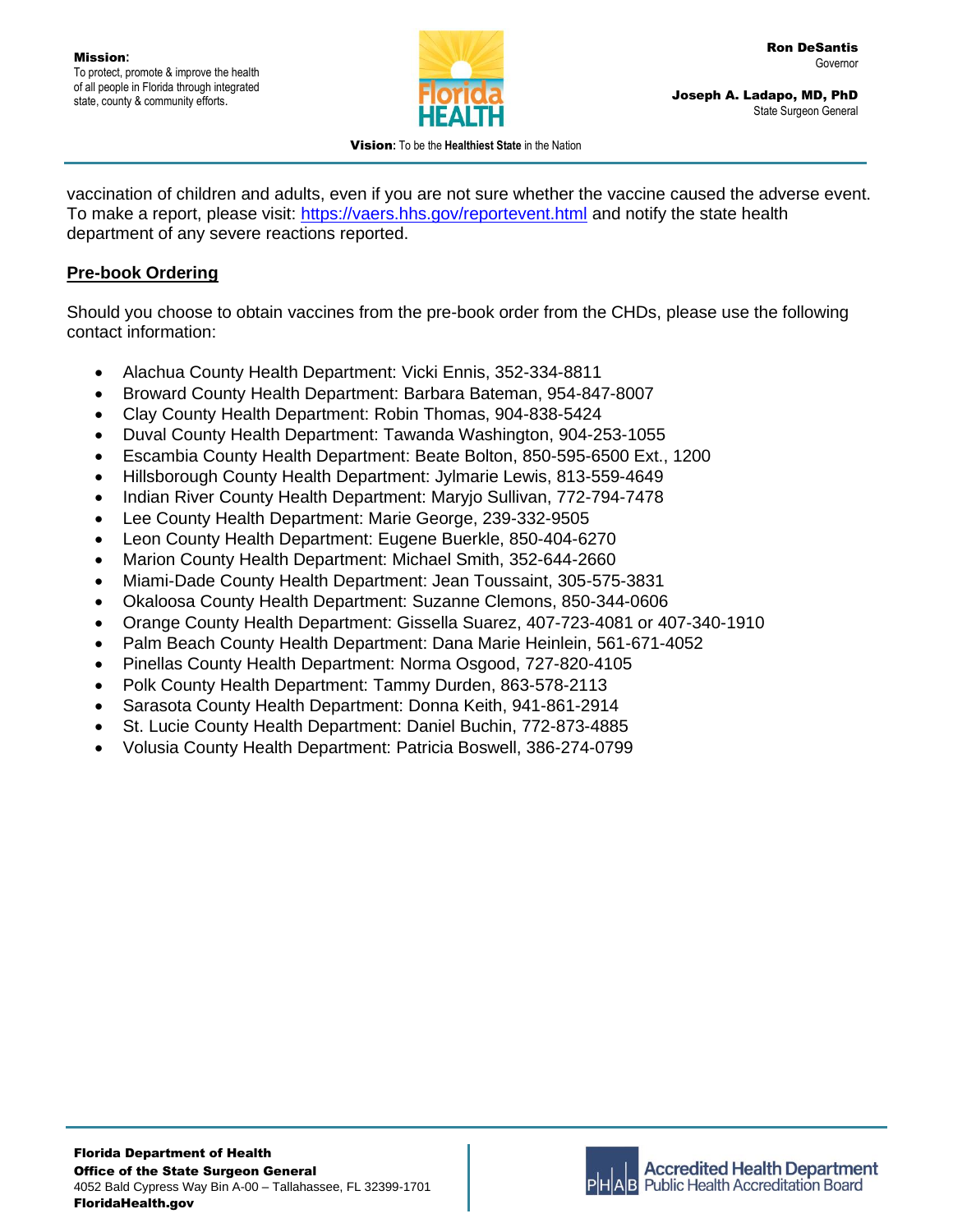vaccination of children and adults, even if you are not sure whether the vaccine caused the adverse event. To make a report, please visit: https://vaers.hhs.gov/reportevent.html and notify the state health department of any severe reactions reported.

## Pre-book Ordering

Should you choose to obtain vaccines from the pre-book order from the CHDs, please use the following contact information:

- Alachua County Health Department: Vicki Ennis, 352-334-8811
- Broward County Health Department: Barbara Bateman, 954-847-8007
- Clay County Health Department: Robin Thomas, 904-838-5424
- Duval County Health Department: Tawanda Washington, 904-253-1055
- Escambia County Health Department: Beate Bolton, 850-595-6500 Ext., 1200
- Hillsborough County Health Department: Jylmarie Lewis, 813-559-4649
- Indian River County Health Department: Maryjo Sullivan, 772-794-7478
- Lee County Health Department: Marie George, 239-332-9505
- Leon County Health Department: Eugene Buerkle, 850-404-6270
- Marion County Health Department: Michael Smith, 352-644-2660
- Miami-Dade County Health Department: Jean Toussaint, 305-575-3831
- Okaloosa County Health Department: Suzanne Clemons, 850-344-0606
- Orange County Health Department: Gissella Suarez, 407-723-4081 or 407-340-1910
- Palm Beach County Health Department: Dana Marie Heinlein, 561-671-4052
- Pinellas County Health Department: Norma Osgood, 727-820-4105
- Polk County Health Department: Tammy Durden, 863-578-2113
- Sarasota County Health Department: Donna Keith, 941-861-2914
- St. Lucie County Health Department: Daniel Buchin, 772-873-4885
- Volusia County Health Department: Patricia Boswell, 386-274-0799